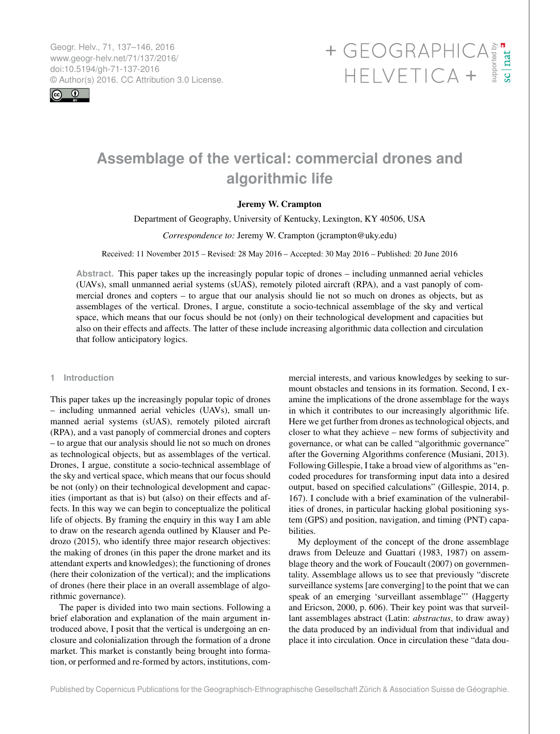# Assemblage of the vertical: commercial drones and algorithmic life

**Jeremy W. Crampton**

Department of Geography, University of Kentucky, Lexington, KY 40506, USA

*Correspondence to:* Jeremy W. Crampton (jcrampton@uky.edu)

Received: 11 November 2015 – Revised: 28 May 2016 – Accepted: 30 May 2016 – Published: 20 June 2016

**Abstract.** This paper takes up the increasingly popular topic of drones – including unmanned aerial vehicles (UAVs), small unmanned aerial systems (sUAS), remotely piloted aircraft (RPA), and a vast panoply of commercial drones and copters – to argue that our analysis should lie not so much on drones as objects, but as assemblages of the vertical. Drones, I argue, constitute a socio-technical assemblage of the sky and vertical space, which means that our focus should be not (only) on their technological development and capacities but also on their effects and affects. The latter of these include increasing algorithmic data collection and circulation that follow anticipatory logics.

## 1 Introduction

This paper takes up the increasingly popular topic of drones – including unmanned aerial vehicles (UAVs), small unmanned aerial systems (sUAS), remotely piloted aircraft (RPA), and a vast panoply of commercial drones and copters – to argue that our analysis should lie not so much on drones as technological objects, but as assemblages of the vertical. Drones, I argue, constitute a socio-technical assemblage of the sky and vertical space, which means that our focus should be not (only) on their technological development and capacities (important as that is) but (also) on their effects and affects. In this way we can begin to conceptualize the political life of objects. By framing the enquiry in this way I am able to draw on the research agenda outlined by Klauser and Pedrozo (2015), who identify three major research objectives: the making of drones (in this paper the drone market and its attendant experts and knowledges); the functioning of drones (here their colonization of the vertical); and the implications of drones (here their place in an overall assemblage of algorithmic governance).

The paper is divided into two main sections. Following a brief elaboration and explanation of the main argument introduced above, I posit that the vertical is undergoing an enclosure and colonialization through the formation of a drone market. This market is constantly being brought into formation, or performed and re-formed by actors, institutions, commercial interests, and various knowledges by seeking to surmount obstacles and tensions in its formation. Second, I examine the implications of the drone assemblage for the ways in which it contributes to our increasingly algorithmic life. Here we get further from drones as technological objects, and closer to what they achieve – new forms of subjectivity and governance, or what can be called "algorithmic governance" after the Governing Algorithms conference (Musiani, 2013). Following Gillespie, I take a broad view of algorithms as "encoded procedures for transforming input data into a desired output, based on specified calculations" (Gillespie, 2014, p. 167). I conclude with a brief examination of the vulnerabilities of drones, in particular hacking global positioning system (GPS) and position, navigation, and timing (PNT) capabilities.

My deployment of the concept of the drone assemblage draws from Deleuze and Guattari (1983, 1987) on assemblage theory and the work of Foucault (2007) on governmentality. Assemblage allows us to see that previously "discrete surveillance systems [are converging] to the point that we can speak of an emerging 'surveillant assemblage'" (Haggerty and Ericson, 2000, p. 606). Their key point was that surveillant assemblages abstract (Latin: *abstractus*, to draw away) the data produced by an individual from that individual and place it into circulation. Once in circulation these "data dou-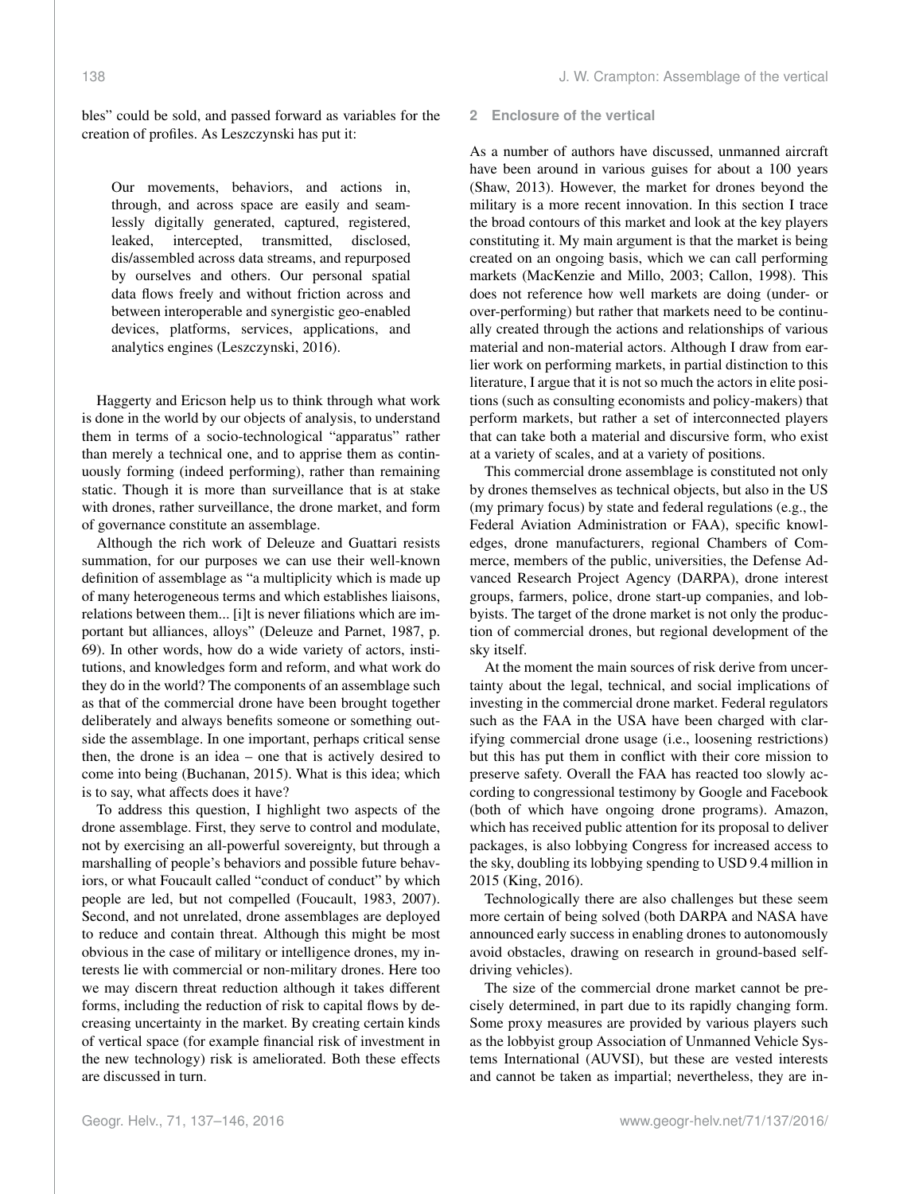bles" could be sold, and passed forward as variables for the creation of profiles. As Leszczynski has put it:

> Our movements, behaviors, and actions in, through, and across space are easily and seamlessly digitally generated, captured, registered, leaked, intercepted, transmitted, disclosed, dis/assembled across data streams, and repurposed by ourselves and others. Our personal spatial data flows freely and without friction across and between interoperable and synergistic geo-enabled devices, platforms, services, applications, and analytics engines (Leszczynski, 2016).

Haggerty and Ericson help us to think through what work is done in the world by our objects of analysis, to understand them in terms of a socio-technological "apparatus" rather than merely a technical one, and to apprise them as continuously forming (indeed performing), rather than remaining static. Though it is more than surveillance that is at stake with drones, rather surveillance, the drone market, and form of governance constitute an assemblage.

Although the rich work of Deleuze and Guattari resists summation, for our purposes we can use their well-known definition of assemblage as "a multiplicity which is made up of many heterogeneous terms and which establishes liaisons, relations between them... [i]t is never filiations which are important but alliances, alloys" (Deleuze and Parnet, 1987, p. 69). In other words, how do a wide variety of actors, institutions, and knowledges form and reform, and what work do they do in the world? The components of an assemblage such as that of the commercial drone have been brought together deliberately and always benefits someone or something outside the assemblage. In one important, perhaps critical sense then, the drone is an idea – one that is actively desired to come into being (Buchanan, 2015). What is this idea; which is to say, what affects does it have?

To address this question, I highlight two aspects of the drone assemblage. First, they serve to control and modulate, not by exercising an all-powerful sovereignty, but through a marshalling of people's behaviors and possible future behaviors, or what Foucault called "conduct of conduct" by which people are led, but not compelled (Foucault, 1983, 2007). Second, and not unrelated, drone assemblages are deployed to reduce and contain threat. Although this might be most obvious in the case of military or intelligence drones, my interests lie with commercial or non-military drones. Here too we may discern threat reduction although it takes different forms, including the reduction of risk to capital flows by decreasing uncertainty in the market. By creating certain kinds of vertical space (for example financial risk of investment in the new technology) risk is ameliorated. Both these effects are discussed in turn.

## 2 Enclosure of the vertical

As a number of authors have discussed, unmanned aircraft have been around in various guises for about a 100 years (Shaw, 2013). However, the market for drones beyond the military is a more recent innovation. In this section I trace the broad contours of this market and look at the key players constituting it. My main argument is that the market is being created on an ongoing basis, which we can call performing markets (MacKenzie and Millo, 2003; Callon, 1998). This does not reference how well markets are doing (under- or over-performing) but rather that markets need to be continually created through the actions and relationships of various material and non-material actors. Although I draw from earlier work on performing markets, in partial distinction to this literature, I argue that it is not so much the actors in elite positions (such as consulting economists and policy-makers) that perform markets, but rather a set of interconnected players that can take both a material and discursive form, who exist at a variety of scales, and at a variety of positions.

This commercial drone assemblage is constituted not only by drones themselves as technical objects, but also in the US (my primary focus) by state and federal regulations (e.g., the Federal Aviation Administration or FAA), specific knowledges, drone manufacturers, regional Chambers of Commerce, members of the public, universities, the Defense Advanced Research Project Agency (DARPA), drone interest groups, farmers, police, drone start-up companies, and lobbyists. The target of the drone market is not only the production of commercial drones, but regional development of the sky itself.

At the moment the main sources of risk derive from uncertainty about the legal, technical, and social implications of investing in the commercial drone market. Federal regulators such as the FAA in the USA have been charged with clarifying commercial drone usage (i.e., loosening restrictions) but this has put them in conflict with their core mission to preserve safety. Overall the FAA has reacted too slowly according to congressional testimony by Google and Facebook (both of which have ongoing drone programs). Amazon, which has received public attention for its proposal to deliver packages, is also lobbying Congress for increased access to the sky, doubling its lobbying spending to USD 9.4 million in 2015 (King, 2016).

Technologically there are also challenges but these seem more certain of being solved (both DARPA and NASA have announced early success in enabling drones to autonomously avoid obstacles, drawing on research in ground-based self-driving vehicles).

The size of the commercial drone market cannot be precisely determined, in part due to its rapidly changing form. Some proxy measures are provided by various players such as the lobbyist group Association of Unmanned Vehicle Systems International (AUVSI), but these are vested interests and cannot be taken as impartial; nevertheless, they are in-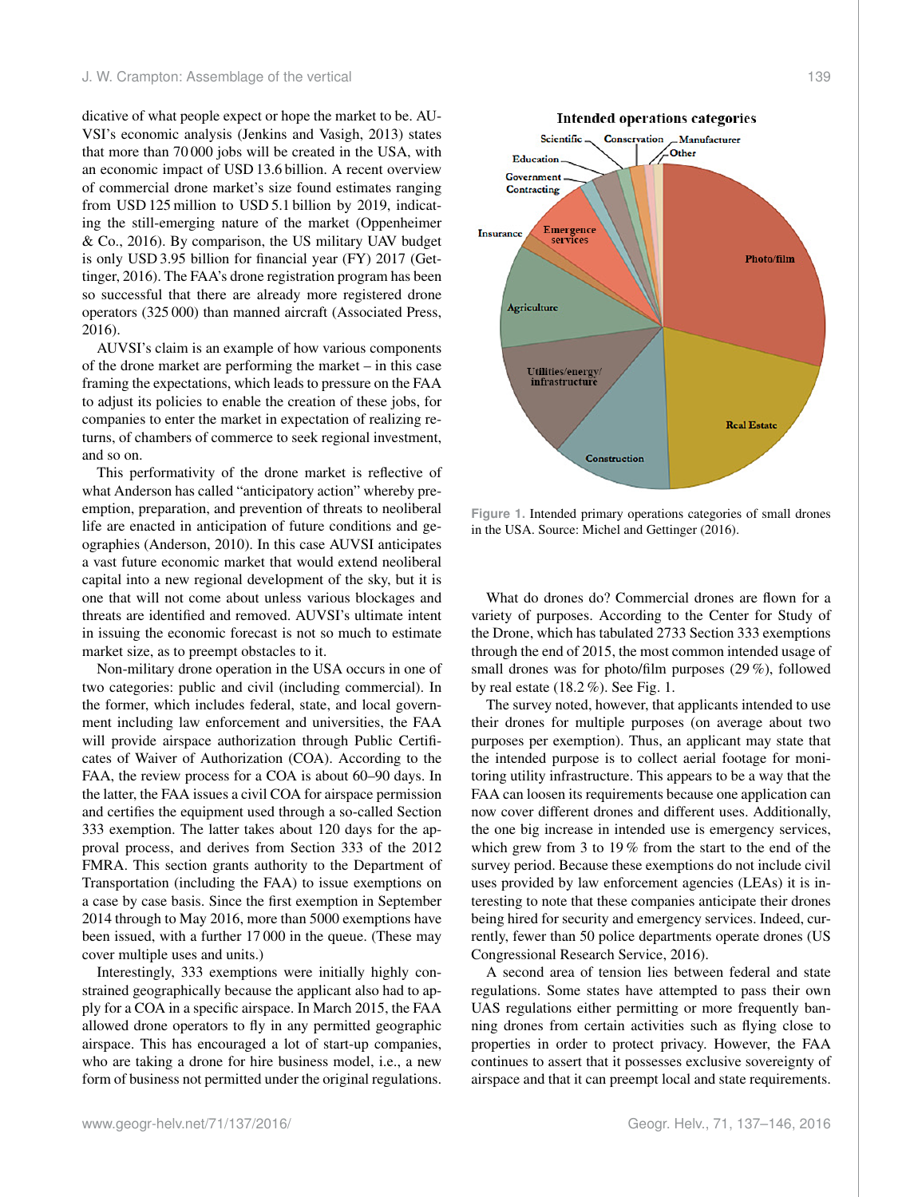dicative of what people expect or hope the market to be. AUVSI's economic analysis (Jenkins and Vasigh, 2013) states that more than 70 000 jobs will be created in the USA, with an economic impact of USD 13.6 billion. A recent overview of commercial drone market's size found estimates ranging from USD 125 million to USD 5.1 billion by 2019, indicating the still-emerging nature of the market (Oppenheimer & Co., 2016). By comparison, the US military UAV budget is only USD 3.95 billion for financial year (FY) 2017 (Gettinger, 2016). The FAA's drone registration program has been so successful that there are already more registered drone operators (325 000) than manned aircraft (Associated Press, 2016).

AUVSI's claim is an example of how various components of the drone market are performing the market – in this case framing the expectations, which leads to pressure on the FAA to adjust its policies to enable the creation of these jobs, for companies to enter the market in expectation of realizing returns, of chambers of commerce to seek regional investment, and so on.

This performativity of the drone market is reflective of what Anderson has called "anticipatory action" whereby preemption, preparation, and prevention of threats to neoliberal life are enacted in anticipation of future conditions and geographies (Anderson, 2010). In this case AUVSI anticipates a vast future economic market that would extend neoliberal capital into a new regional development of the sky, but it is one that will not come about unless various blockages and threats are identified and removed. AUVSI's ultimate intent in issuing the economic forecast is not so much to estimate market size, as to preempt obstacles to it.

Non-military drone operation in the USA occurs in one of two categories: public and civil (including commercial). In the former, which includes federal, state, and local government including law enforcement and universities, the FAA will provide airspace authorization through Public Certificates of Waiver of Authorization (COA). According to the FAA, the review process for a COA is about 60–90 days. In the latter, the FAA issues a civil COA for airspace permission and certifies the equipment used through a so-called Section 333 exemption. The latter takes about 120 days for the approval process, and derives from Section 333 of the 2012 FMRA. This section grants authority to the Department of Transportation (including the FAA) to issue exemptions on a case by case basis. Since the first exemption in September 2014 through to May 2016, more than 5000 exemptions have been issued, with a further 17 000 in the queue. (These may cover multiple uses and units.)

Interestingly, 333 exemptions were initially highly constrained geographically because the applicant also had to apply for a COA in a specific airspace. In March 2015, the FAA allowed drone operators to fly in any permitted geographic airspace. This has encouraged a lot of start-up companies, who are taking a drone for hire business model, i.e., a new form of business not permitted under the original regulations.

**Figure 1.** Intended primary operations categories of small drones in the USA. Source: Michel and Gettinger (2016).

What do drones do? Commercial drones are flown for a variety of purposes. According to the Center for Study of the Drone, which has tabulated 2733 Section 333 exemptions through the end of 2015, the most common intended usage of small drones was for photo/film purposes (29 %), followed by real estate (18.2 %). See Fig. 1.

The survey noted, however, that applicants intended to use their drones for multiple purposes (on average about two purposes per exemption). Thus, an applicant may state that the intended purpose is to collect aerial footage for monitoring utility infrastructure. This appears to be a way that the FAA can loosen its requirements because one application can now cover different drones and different uses. Additionally, the one big increase in intended use is emergency services, which grew from 3 to 19 % from the start to the end of the survey period. Because these exemptions do not include civil uses provided by law enforcement agencies (LEAs) it is interesting to note that these companies anticipate their drones being hired for security and emergency services. Indeed, currently, fewer than 50 police departments operate drones (US Congressional Research Service, 2016).

A second area of tension lies between federal and state regulations. Some states have attempted to pass their own UAS regulations either permitting or more frequently banning drones from certain activities such as flying close to properties in order to protect privacy. However, the FAA continues to assert that it possesses exclusive sovereignty of airspace and that it can preempt local and state requirements.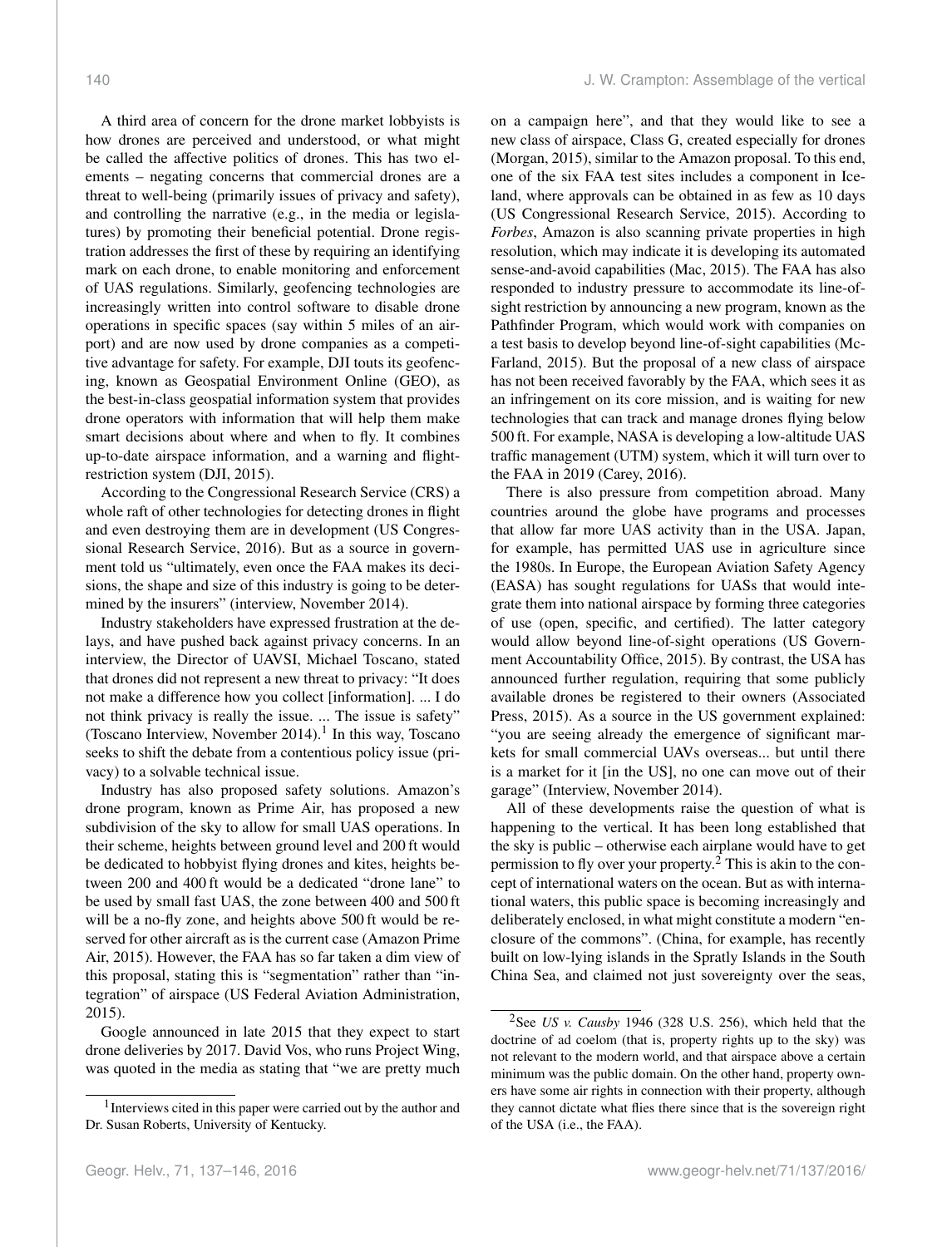A third area of concern for the drone market lobbyists is how drones are perceived and understood, or what might be called the affective politics of drones. This has two elements – negating concerns that commercial drones are a threat to well-being (primarily issues of privacy and safety), and controlling the narrative (e.g., in the media or legislatures) by promoting their beneficial potential. Drone registration addresses the first of these by requiring an identifying mark on each drone, to enable monitoring and enforcement of UAS regulations. Similarly, geofencing technologies are increasingly written into control software to disable drone operations in specific spaces (say within 5 miles of an airport) and are now used by drone companies as a competitive advantage for safety. For example, DJI touts its geofencing, known as Geospatial Environment Online (GEO), as the best-in-class geospatial information system that provides drone operators with information that will help them make smart decisions about where and when to fly. It combines up-to-date airspace information, and a warning and flight-restriction system (DJI, 2015).

According to the Congressional Research Service (CRS) a whole raft of other technologies for detecting drones in flight and even destroying them are in development (US Congressional Research Service, 2016). But as a source in government told us "ultimately, even once the FAA makes its decisions, the shape and size of this industry is going to be determined by the insurers" (interview, November 2014).

Industry stakeholders have expressed frustration at the delays, and have pushed back against privacy concerns. In an interview, the Director of UAVSI, Michael Toscano, stated that drones did not represent a new threat to privacy: "It does not make a difference how you collect [information]. ... I do not think privacy is really the issue. ... The issue is safety" (Toscano Interview, November 2014).[1] In this way, Toscano seeks to shift the debate from a contentious policy issue (privacy) to a solvable technical issue.

Industry has also proposed safety solutions. Amazon's drone program, known as Prime Air, has proposed a new subdivision of the sky to allow for small UAS operations. In their scheme, heights between ground level and 200 ft would be dedicated to hobbyist flying drones and kites, heights between 200 and 400 ft would be a dedicated "drone lane" to be used by small fast UAS, the zone between 400 and 500 ft will be a no-fly zone, and heights above 500 ft would be reserved for other aircraft as is the current case (Amazon Prime Air, 2015). However, the FAA has so far taken a dim view of this proposal, stating this is "segmentation" rather than "integration" of airspace (US Federal Aviation Administration, 2015).

Google announced in late 2015 that they expect to start drone deliveries by 2017. David Vos, who runs Project Wing, was quoted in the media as stating that "we are pretty much on a campaign here", and that they would like to see a new class of airspace, Class G, created especially for drones (Morgan, 2015), similar to the Amazon proposal. To this end, one of the six FAA test sites includes a component in Iceland, where approvals can be obtained in as few as 10 days (US Congressional Research Service, 2015). According to *Forbes*, Amazon is also scanning private properties in high resolution, which may indicate it is developing its automated sense-and-avoid capabilities (Mac, 2015). The FAA has also responded to industry pressure to accommodate its line-of-sight restriction by announcing a new program, known as the Pathfinder Program, which would work with companies on a test basis to develop beyond line-of-sight capabilities (McFarland, 2015). But the proposal of a new class of airspace has not been received favorably by the FAA, which sees it as an infringement on its core mission, and is waiting for new technologies that can track and manage drones flying below 500 ft. For example, NASA is developing a low-altitude UAS traffic management (UTM) system, which it will turn over to the FAA in 2019 (Carey, 2016).

There is also pressure from competition abroad. Many countries around the globe have programs and processes that allow far more UAS activity than in the USA. Japan, for example, has permitted UAS use in agriculture since the 1980s. In Europe, the European Aviation Safety Agency (EASA) has sought regulations for UASs that would integrate them into national airspace by forming three categories of use (open, specific, and certified). The latter category would allow beyond line-of-sight operations (US Government Accountability Office, 2015). By contrast, the USA has announced further regulation, requiring that some publicly available drones be registered to their owners (Associated Press, 2015). As a source in the US government explained: "you are seeing already the emergence of significant markets for small commercial UAVs overseas... but until there is a market for it [in the US], no one can move out of their garage" (Interview, November 2014).

All of these developments raise the question of what is happening to the vertical. It has been long established that the sky is public – otherwise each airplane would have to get permission to fly over your property.[2] This is akin to the concept of international waters on the ocean. But as with international waters, this public space is becoming increasingly and deliberately enclosed, in what might constitute a modern "enclosure of the commons". (China, for example, has recently built on low-lying islands in the Spratly Islands in the South China Sea, and claimed not just sovereignty over the seas,

---

[1] Interviews cited in this paper were carried out by the author and Dr. Susan Roberts, University of Kentucky.

[2] See *US v. Causby* 1946 (328 U.S. 256), which held that the doctrine of ad coelom (that is, property rights up to the sky) was not relevant to the modern world, and that airspace above a certain minimum was the public domain. On the other hand, property owners have some air rights in connection with their property, although they cannot dictate what flies there since that is the sovereign right of the USA (i.e., the FAA).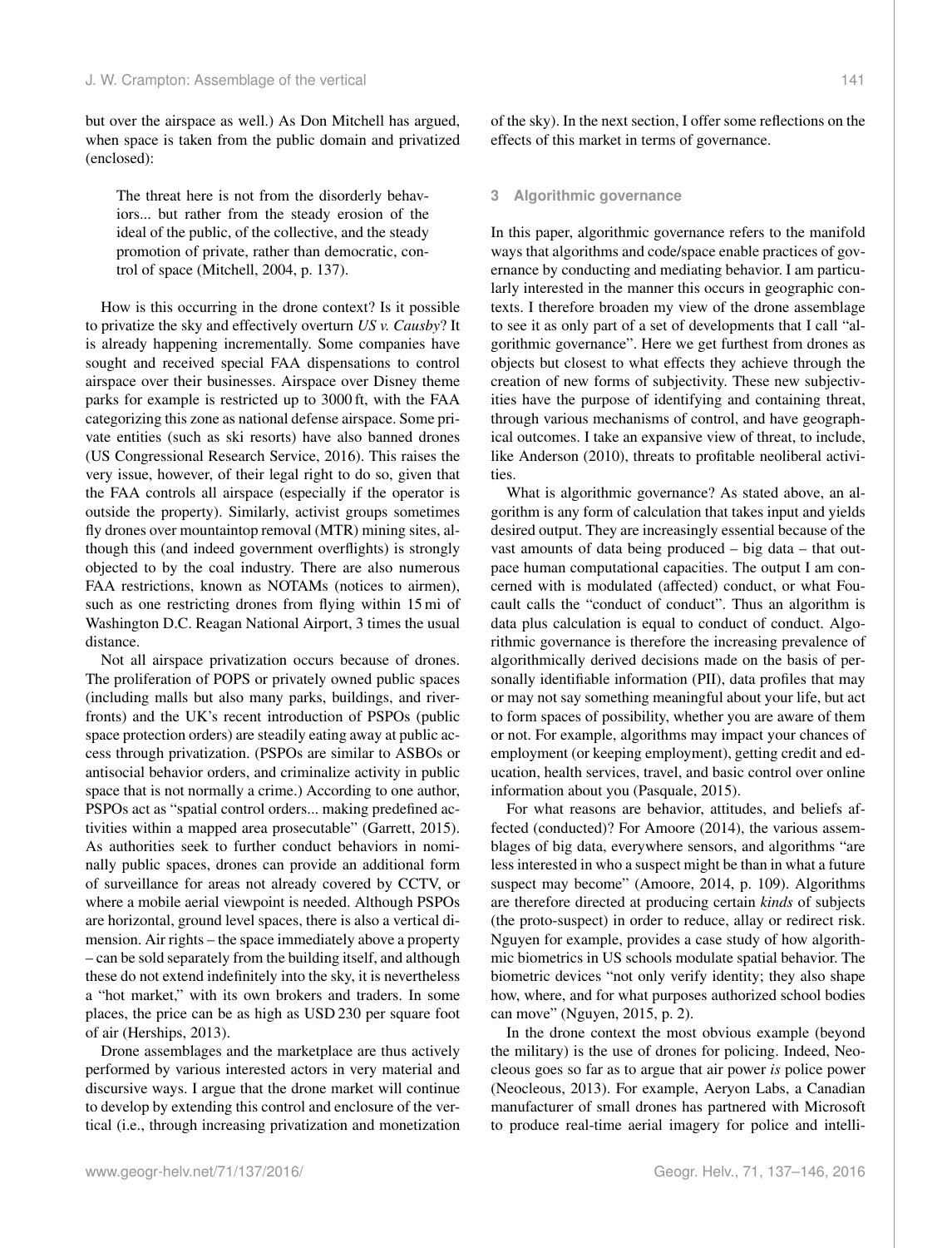but over the airspace as well.) As Don Mitchell has argued, when space is taken from the public domain and privatized (enclosed):

> The threat here is not from the disorderly behaviors... but rather from the steady erosion of the ideal of the public, of the collective, and the steady promotion of private, rather than democratic, control of space (Mitchell, 2004, p. 137).

How is this occurring in the drone context? Is it possible to privatize the sky and effectively overturn *US v. Causby*? It is already happening incrementally. Some companies have sought and received special FAA dispensations to control airspace over their businesses. Airspace over Disney theme parks for example is restricted up to 3000 ft, with the FAA categorizing this zone as national defense airspace. Some private entities (such as ski resorts) have also banned drones (US Congressional Research Service, 2016). This raises the very issue, however, of their legal right to do so, given that the FAA controls all airspace (especially if the operator is outside the property). Similarly, activist groups sometimes fly drones over mountaintop removal (MTR) mining sites, although this (and indeed government overflights) is strongly objected to by the coal industry. There are also numerous FAA restrictions, known as NOTAMs (notices to airmen), such as one restricting drones from flying within 15 mi of Washington D.C. Reagan National Airport, 3 times the usual distance.

Not all airspace privatization occurs because of drones. The proliferation of POPS or privately owned public spaces (including malls but also many parks, buildings, and riverfronts) and the UK's recent introduction of PSPOs (public space protection orders) are steadily eating away at public access through privatization. (PSPOs are similar to ASBOs or antisocial behavior orders, and criminalize activity in public space that is not normally a crime.) According to one author, PSPOs act as "spatial control orders... making predefined activities within a mapped area prosecutable" (Garrett, 2015). As authorities seek to further conduct behaviors in nominally public spaces, drones can provide an additional form of surveillance for areas not already covered by CCTV, or where a mobile aerial viewpoint is needed. Although PSPOs are horizontal, ground level spaces, there is also a vertical dimension. Air rights – the space immediately above a property – can be sold separately from the building itself, and although these do not extend indefinitely into the sky, it is nevertheless a "hot market," with its own brokers and traders. In some places, the price can be as high as USD 230 per square foot of air (Herships, 2013).

Drone assemblages and the marketplace are thus actively performed by various interested actors in very material and discursive ways. I argue that the drone market will continue to develop by extending this control and enclosure of the vertical (i.e., through increasing privatization and monetization of the sky). In the next section, I offer some reflections on the effects of this market in terms of governance.

## 3 Algorithmic governance

In this paper, algorithmic governance refers to the manifold ways that algorithms and code/space enable practices of governance by conducting and mediating behavior. I am particularly interested in the manner this occurs in geographic contexts. I therefore broaden my view of the drone assemblage to see it as only part of a set of developments that I call "algorithmic governance". Here we get furthest from drones as objects but closest to what effects they achieve through the creation of new forms of subjectivity. These new subjectivities have the purpose of identifying and containing threat, through various mechanisms of control, and have geographical outcomes. I take an expansive view of threat, to include, like Anderson (2010), threats to profitable neoliberal activities.

What is algorithmic governance? As stated above, an algorithm is any form of calculation that takes input and yields desired output. They are increasingly essential because of the vast amounts of data being produced – big data – that outpace human computational capacities. The output I am concerned with is modulated (affected) conduct, or what Foucault calls the "conduct of conduct". Thus an algorithm is data plus calculation is equal to conduct of conduct. Algorithmic governance is therefore the increasing prevalence of algorithmically derived decisions made on the basis of personally identifiable information (PII), data profiles that may or may not say something meaningful about your life, but act to form spaces of possibility, whether you are aware of them or not. For example, algorithms may impact your chances of employment (or keeping employment), getting credit and education, health services, travel, and basic control over online information about you (Pasquale, 2015).

For what reasons are behavior, attitudes, and beliefs affected (conducted)? For Amoore (2014), the various assemblages of big data, everywhere sensors, and algorithms "are less interested in who a suspect might be than in what a future suspect may become" (Amoore, 2014, p. 109). Algorithms are therefore directed at producing certain *kinds* of subjects (the proto-suspect) in order to reduce, allay or redirect risk. Nguyen for example, provides a case study of how algorithmic biometrics in US schools modulate spatial behavior. The biometric devices "not only verify identity; they also shape how, where, and for what purposes authorized school bodies can move" (Nguyen, 2015, p. 2).

In the drone context the most obvious example (beyond the military) is the use of drones for policing. Indeed, Neocleous goes so far as to argue that air power *is* police power (Neocleous, 2013). For example, Aeryon Labs, a Canadian manufacturer of small drones has partnered with Microsoft to produce real-time aerial imagery for police and intelli-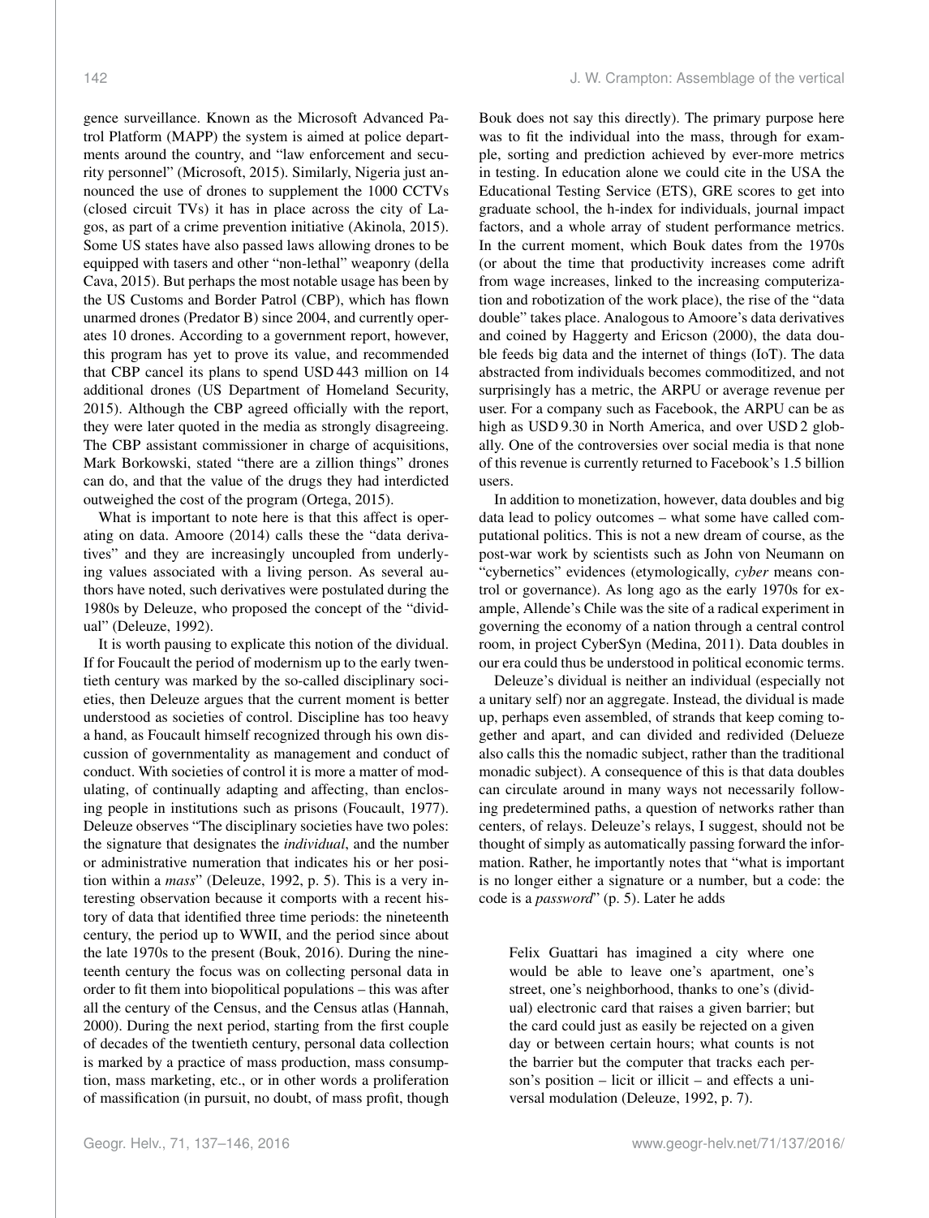gence surveillance. Known as the Microsoft Advanced Patrol Platform (MAPP) the system is aimed at police departments around the country, and "law enforcement and security personnel" (Microsoft, 2015). Similarly, Nigeria just announced the use of drones to supplement the 1000 CCTVs (closed circuit TVs) it has in place across the city of Lagos, as part of a crime prevention initiative (Akinola, 2015). Some US states have also passed laws allowing drones to be equipped with tasers and other "non-lethal" weaponry (della Cava, 2015). But perhaps the most notable usage has been by the US Customs and Border Patrol (CBP), which has flown unarmed drones (Predator B) since 2004, and currently operates 10 drones. According to a government report, however, this program has yet to prove its value, and recommended that CBP cancel its plans to spend USD 443 million on 14 additional drones (US Department of Homeland Security, 2015). Although the CBP agreed officially with the report, they were later quoted in the media as strongly disagreeing. The CBP assistant commissioner in charge of acquisitions, Mark Borkowski, stated "there are a zillion things" drones can do, and that the value of the drugs they had interdicted outweighed the cost of the program (Ortega, 2015).

What is important to note here is that this affect is operating on data. Amoore (2014) calls these the "data derivatives" and they are increasingly uncoupled from underlying values associated with a living person. As several authors have noted, such derivatives were postulated during the 1980s by Deleuze, who proposed the concept of the "dividual" (Deleuze, 1992).

It is worth pausing to explicate this notion of the dividual. If for Foucault the period of modernism up to the early twentieth century was marked by the so-called disciplinary societies, then Deleuze argues that the current moment is better understood as societies of control. Discipline has too heavy a hand, as Foucault himself recognized through his own discussion of governmentality as management and conduct of conduct. With societies of control it is more a matter of modulating, of continually adapting and affecting, than enclosing people in institutions such as prisons (Foucault, 1977). Deleuze observes "The disciplinary societies have two poles: the signature that designates the *individual*, and the number or administrative numeration that indicates his or her position within a *mass*" (Deleuze, 1992, p. 5). This is a very interesting observation because it comports with a recent history of data that identified three time periods: the nineteenth century, the period up to WWII, and the period since about the late 1970s to the present (Bouk, 2016). During the nineteenth century the focus was on collecting personal data in order to fit them into biopolitical populations – this was after all the century of the Census, and the Census atlas (Hannah, 2000). During the next period, starting from the first couple of decades of the twentieth century, personal data collection is marked by a practice of mass production, mass consumption, mass marketing, etc., or in other words a proliferation of massification (in pursuit, no doubt, of mass profit, though Bouk does not say this directly). The primary purpose here was to fit the individual into the mass, through for example, sorting and prediction achieved by ever-more metrics in testing. In education alone we could cite in the USA the Educational Testing Service (ETS), GRE scores to get into graduate school, the h-index for individuals, journal impact factors, and a whole array of student performance metrics. In the current moment, which Bouk dates from the 1970s (or about the time that productivity increases come adrift from wage increases, linked to the increasing computerization and robotization of the work place), the rise of the "data double" takes place. Analogous to Amoore's data derivatives and coined by Haggerty and Ericson (2000), the data double feeds big data and the internet of things (IoT). The data abstracted from individuals becomes commoditized, and not surprisingly has a metric, the ARPU or average revenue per user. For a company such as Facebook, the ARPU can be as high as USD 9.30 in North America, and over USD 2 globally. One of the controversies over social media is that none of this revenue is currently returned to Facebook's 1.5 billion users.

In addition to monetization, however, data doubles and big data lead to policy outcomes – what some have called computational politics. This is not a new dream of course, as the post-war work by scientists such as John von Neumann on "cybernetics" evidences (etymologically, *cyber* means control or governance). As long ago as the early 1970s for example, Allende's Chile was the site of a radical experiment in governing the economy of a nation through a central control room, in project CyberSyn (Medina, 2011). Data doubles in our era could thus be understood in political economic terms.

Deleuze's dividual is neither an individual (especially not a unitary self) nor an aggregate. Instead, the dividual is made up, perhaps even assembled, of strands that keep coming together and apart, and can divided and redivided (Deleuze also calls this the nomadic subject, rather than the traditional monadic subject). A consequence of this is that data doubles can circulate around in many ways not necessarily following predetermined paths, a question of networks rather than centers, of relays. Deleuze's relays, I suggest, should not be thought of simply as automatically passing forward the information. Rather, he importantly notes that "what is important is no longer either a signature or a number, but a code: the code is a *password*" (p. 5). Later he adds

> Felix Guattari has imagined a city where one would be able to leave one's apartment, one's street, one's neighborhood, thanks to one's (dividual) electronic card that raises a given barrier; but the card could just as easily be rejected on a given day or between certain hours; what counts is not the barrier but the computer that tracks each person's position – licit or illicit – and effects a universal modulation (Deleuze, 1992, p. 7).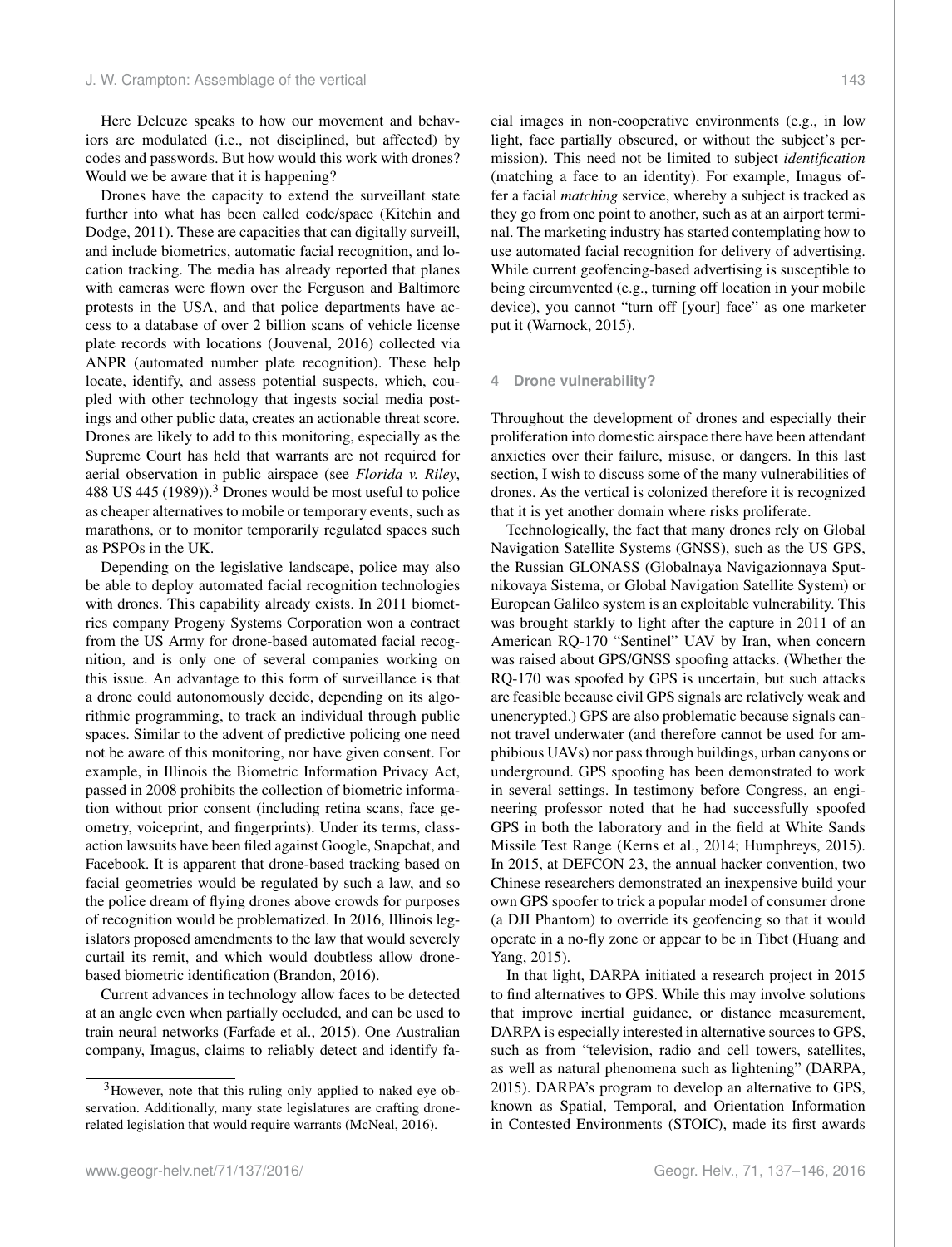Here Deleuze speaks to how our movement and behaviors are modulated (i.e., not disciplined, but affected) by codes and passwords. But how would this work with drones? Would we be aware that it is happening?

Drones have the capacity to extend the surveillant state further into what has been called code/space (Kitchin and Dodge, 2011). These are capacities that can digitally surveill, and include biometrics, automatic facial recognition, and location tracking. The media has already reported that planes with cameras were flown over the Ferguson and Baltimore protests in the USA, and that police departments have access to a database of over 2 billion scans of vehicle license plate records with locations (Jouvenal, 2016) collected via ANPR (automated number plate recognition). These help locate, identify, and assess potential suspects, which, coupled with other technology that ingests social media postings and other public data, creates an actionable threat score. Drones are likely to add to this monitoring, especially as the Supreme Court has held that warrants are not required for aerial observation in public airspace (see *Florida v. Riley*, 488 US 445 (1989)).[3] Drones would be most useful to police as cheaper alternatives to mobile or temporary events, such as marathons, or to monitor temporarily regulated spaces such as PSPOs in the UK.

Depending on the legislative landscape, police may also be able to deploy automated facial recognition technologies with drones. This capability already exists. In 2011 biometrics company Progeny Systems Corporation won a contract from the US Army for drone-based automated facial recognition, and is only one of several companies working on this issue. An advantage to this form of surveillance is that a drone could autonomously decide, depending on its algorithmic programming, to track an individual through public spaces. Similar to the advent of predictive policing one need not be aware of this monitoring, nor have given consent. For example, in Illinois the Biometric Information Privacy Act, passed in 2008 prohibits the collection of biometric information without prior consent (including retina scans, face geometry, voiceprint, and fingerprints). Under its terms, class-action lawsuits have been filed against Google, Snapchat, and Facebook. It is apparent that drone-based tracking based on facial geometries would be regulated by such a law, and so the police dream of flying drones above crowds for purposes of recognition would be problematized. In 2016, Illinois legislators proposed amendments to the law that would severely curtail its remit, and which would doubtless allow drone-based biometric identification (Brandon, 2016).

Current advances in technology allow faces to be detected at an angle even when partially occluded, and can be used to train neural networks (Farfade et al., 2015). One Australian company, Imagus, claims to reliably detect and identify facial images in non-cooperative environments (e.g., in low light, face partially obscured, or without the subject's permission). This need not be limited to subject *identification* (matching a face to an identity). For example, Imagus offer a facial *matching* service, whereby a subject is tracked as they go from one point to another, such as at an airport terminal. The marketing industry has started contemplating how to use automated facial recognition for delivery of advertising. While current geofencing-based advertising is susceptible to being circumvented (e.g., turning off location in your mobile device), you cannot "turn off [your] face" as one marketer put it (Warnock, 2015).

[3] However, note that this ruling only applied to naked eye observation. Additionally, many state legislatures are crafting drone-related legislation that would require warrants (McNeal, 2016).

## 4 Drone vulnerability?

Throughout the development of drones and especially their proliferation into domestic airspace there have been attendant anxieties over their failure, misuse, or dangers. In this last section, I wish to discuss some of the many vulnerabilities of drones. As the vertical is colonized therefore it is recognized that it is yet another domain where risks proliferate.

Technologically, the fact that many drones rely on Global Navigation Satellite Systems (GNSS), such as the US GPS, the Russian GLONASS (Globalnaya Navigazionnaya Sputnikovaya Sistema, or Global Navigation Satellite System) or European Galileo system is an exploitable vulnerability. This was brought starkly to light after the capture in 2011 of an American RQ-170 "Sentinel" UAV by Iran, when concern was raised about GPS/GNSS spoofing attacks. (Whether the RQ-170 was spoofed by GPS is uncertain, but such attacks are feasible because civil GPS signals are relatively weak and unencrypted.) GPS are also problematic because signals cannot travel underwater (and therefore cannot be used for amphibious UAVs) nor pass through buildings, urban canyons or underground. GPS spoofing has been demonstrated to work in several settings. In testimony before Congress, an engineering professor noted that he had successfully spoofed GPS in both the laboratory and in the field at White Sands Missile Test Range (Kerns et al., 2014; Humphreys, 2015). In 2015, at DEFCON 23, the annual hacker convention, two Chinese researchers demonstrated an inexpensive build your own GPS spoofer to trick a popular model of consumer drone (a DJI Phantom) to override its geofencing so that it would operate in a no-fly zone or appear to be in Tibet (Huang and Yang, 2015).

In that light, DARPA initiated a research project in 2015 to find alternatives to GPS. While this may involve solutions that improve inertial guidance, or distance measurement, DARPA is especially interested in alternative sources to GPS, such as from "television, radio and cell towers, satellites, as well as natural phenomena such as lightening" (DARPA, 2015). DARPA's program to develop an alternative to GPS, known as Spatial, Temporal, and Orientation Information in Contested Environments (STOIC), made its first awards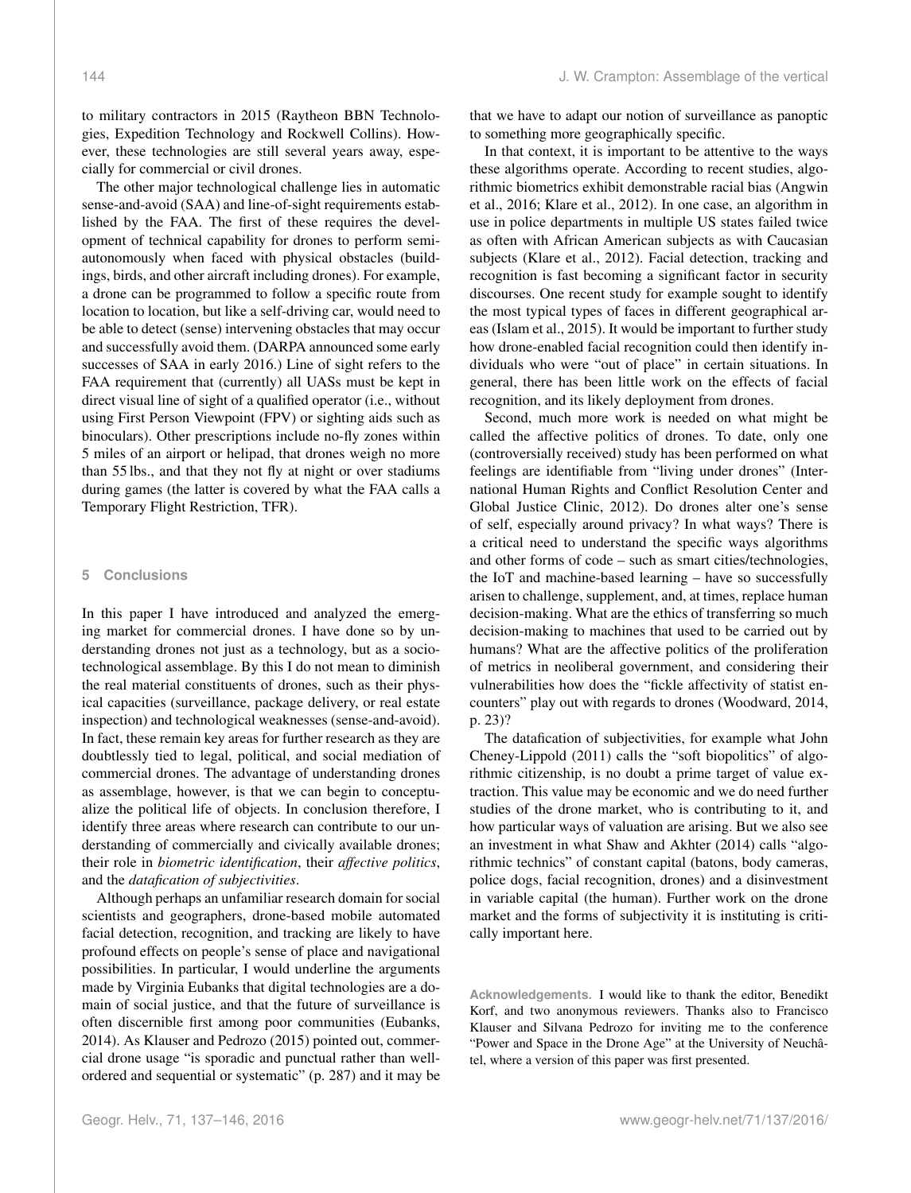to military contractors in 2015 (Raytheon BBN Technologies, Expedition Technology and Rockwell Collins). However, these technologies are still several years away, especially for commercial or civil drones.

The other major technological challenge lies in automatic sense-and-avoid (SAA) and line-of-sight requirements established by the FAA. The first of these requires the development of technical capability for drones to perform semi-autonomously when faced with physical obstacles (buildings, birds, and other aircraft including drones). For example, a drone can be programmed to follow a specific route from location to location, but like a self-driving car, would need to be able to detect (sense) intervening obstacles that may occur and successfully avoid them. (DARPA announced some early successes of SAA in early 2016.) Line of sight refers to the FAA requirement that (currently) all UASs must be kept in direct visual line of sight of a qualified operator (i.e., without using First Person Viewpoint (FPV) or sighting aids such as binoculars). Other prescriptions include no-fly zones within 5 miles of an airport or helipad, that drones weigh no more than 55 lbs., and that they not fly at night or over stadiums during games (the latter is covered by what the FAA calls a Temporary Flight Restriction, TFR).

## 5 Conclusions

In this paper I have introduced and analyzed the emerging market for commercial drones. I have done so by understanding drones not just as a technology, but as a sociotechnological assemblage. By this I do not mean to diminish the real material constituents of drones, such as their physical capacities (surveillance, package delivery, or real estate inspection) and technological weaknesses (sense-and-avoid). In fact, these remain key areas for further research as they are doubtlessly tied to legal, political, and social mediation of commercial drones. The advantage of understanding drones as assemblage, however, is that we can begin to conceptualize the political life of objects. In conclusion therefore, I identify three areas where research can contribute to our understanding of commercially and civically available drones; their role in *biometric identification*, their *affective politics*, and the *datafication of subjectivities*.

Although perhaps an unfamiliar research domain for social scientists and geographers, drone-based mobile automated facial detection, recognition, and tracking are likely to have profound effects on people's sense of place and navigational possibilities. In particular, I would underline the arguments made by Virginia Eubanks that digital technologies are a domain of social justice, and that the future of surveillance is often discernible first among poor communities (Eubanks, 2014). As Klauser and Pedrozo (2015) pointed out, commercial drone usage "is sporadic and punctual rather than well-ordered and sequential or systematic" (p. 287) and it may be that we have to adapt our notion of surveillance as panoptic to something more geographically specific.

In that context, it is important to be attentive to the ways these algorithms operate. According to recent studies, algorithmic biometrics exhibit demonstrable racial bias (Angwin et al., 2016; Klare et al., 2012). In one case, an algorithm in use in police departments in multiple US states failed twice as often with African American subjects as with Caucasian subjects (Klare et al., 2012). Facial detection, tracking and recognition is fast becoming a significant factor in security discourses. One recent study for example sought to identify the most typical types of faces in different geographical areas (Islam et al., 2015). It would be important to further study how drone-enabled facial recognition could then identify individuals who were "out of place" in certain situations. In general, there has been little work on the effects of facial recognition, and its likely deployment from drones.

Second, much more work is needed on what might be called the affective politics of drones. To date, only one (controversially received) study has been performed on what feelings are identifiable from "living under drones" (International Human Rights and Conflict Resolution Center and Global Justice Clinic, 2012). Do drones alter one's sense of self, especially around privacy? In what ways? There is a critical need to understand the specific ways algorithms and other forms of code – such as smart cities/technologies, the IoT and machine-based learning – have so successfully arisen to challenge, supplement, and, at times, replace human decision-making. What are the ethics of transferring so much decision-making to machines that used to be carried out by humans? What are the affective politics of the proliferation of metrics in neoliberal government, and considering their vulnerabilities how does the "fickle affectivity of statist encounters" play out with regards to drones (Woodward, 2014, p. 23)?

The datafication of subjectivities, for example what John Cheney-Lippold (2011) calls the "soft biopolitics" of algorithmic citizenship, is no doubt a prime target of value extraction. This value may be economic and we do need further studies of the drone market, who is contributing to it, and how particular ways of valuation are arising. But we also see an investment in what Shaw and Akhter (2014) calls "algorithmic technics" of constant capital (batons, body cameras, police dogs, facial recognition, drones) and a disinvestment in variable capital (the human). Further work on the drone market and the forms of subjectivity it is instituting is critically important here.

**Acknowledgements.** I would like to thank the editor, Benedikt Korf, and two anonymous reviewers. Thanks also to Francisco Klauser and Silvana Pedrozo for inviting me to the conference "Power and Space in the Drone Age" at the University of Neuchâtel, where a version of this paper was first presented.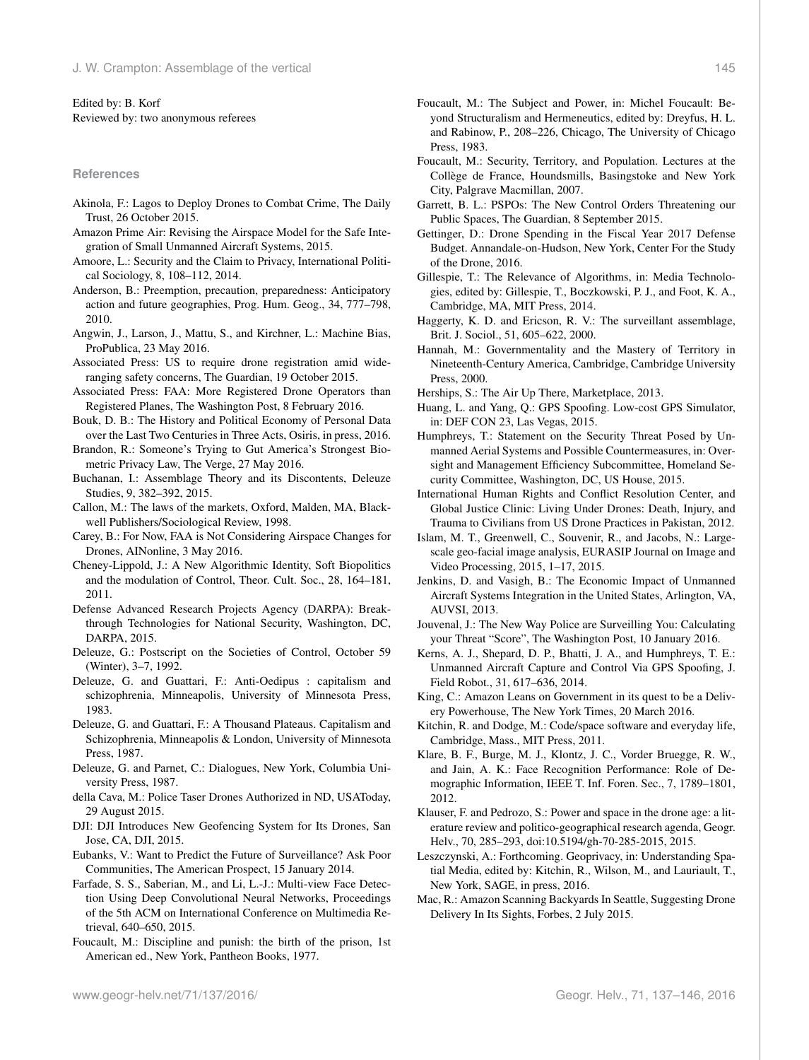Edited by: B. Korf
Reviewed by: two anonymous referees

## References

Akinola, F.: Lagos to Deploy Drones to Combat Crime, The Daily Trust, 26 October 2015.

Amazon Prime Air: Revising the Airspace Model for the Safe Integration of Small Unmanned Aircraft Systems, 2015.

Amoore, L.: Security and the Claim to Privacy, International Political Sociology, 8, 108–112, 2014.

Anderson, B.: Preemption, precaution, preparedness: Anticipatory action and future geographies, Prog. Hum. Geog., 34, 777–798, 2010.

Angwin, J., Larson, J., Mattu, S., and Kirchner, L.: Machine Bias, ProPublica, 23 May 2016.

Associated Press: US to require drone registration amid wide-ranging safety concerns, The Guardian, 19 October 2015.

Associated Press: FAA: More Registered Drone Operators than Registered Planes, The Washington Post, 8 February 2016.

Bouk, D. B.: The History and Political Economy of Personal Data over the Last Two Centuries in Three Acts, Osiris, in press, 2016.

Brandon, R.: Someone's Trying to Gut America's Strongest Biometric Privacy Law, The Verge, 27 May 2016.

Buchanan, I.: Assemblage Theory and its Discontents, Deleuze Studies, 9, 382–392, 2015.

Callon, M.: The laws of the markets, Oxford, Malden, MA, Blackwell Publishers/Sociological Review, 1998.

Carey, B.: For Now, FAA is Not Considering Airspace Changes for Drones, AINonline, 3 May 2016.

Cheney-Lippold, J.: A New Algorithmic Identity, Soft Biopolitics and the modulation of Control, Theor. Cult. Soc., 28, 164–181, 2011.

Defense Advanced Research Projects Agency (DARPA): Breakthrough Technologies for National Security, Washington, DC, DARPA, 2015.

Deleuze, G.: Postscript on the Societies of Control, October 59 (Winter), 3–7, 1992.

Deleuze, G. and Guattari, F.: Anti-Oedipus : capitalism and schizophrenia, Minneapolis, University of Minnesota Press, 1983.

Deleuze, G. and Guattari, F.: A Thousand Plateaus. Capitalism and Schizophrenia, Minneapolis & London, University of Minnesota Press, 1987.

Deleuze, G. and Parnet, C.: Dialogues, New York, Columbia University Press, 1987.

della Cava, M.: Police Taser Drones Authorized in ND, USAToday, 29 August 2015.

DJI: DJI Introduces New Geofencing System for Its Drones, San Jose, CA, DJI, 2015.

Eubanks, V.: Want to Predict the Future of Surveillance? Ask Poor Communities, The American Prospect, 15 January 2014.

Farfade, S. S., Saberian, M., and Li, L.-J.: Multi-view Face Detection Using Deep Convolutional Neural Networks, Proceedings of the 5th ACM on International Conference on Multimedia Retrieval, 640–650, 2015.

Foucault, M.: Discipline and punish: the birth of the prison, 1st American ed., New York, Pantheon Books, 1977.

Foucault, M.: The Subject and Power, in: Michel Foucault: Beyond Structuralism and Hermeneutics, edited by: Dreyfus, H. L. and Rabinow, P., 208–226, Chicago, The University of Chicago Press, 1983.

Foucault, M.: Security, Territory, and Population. Lectures at the Collège de France, Houndsmills, Basingstoke and New York City, Palgrave Macmillan, 2007.

Garrett, B. L.: PSPOs: The New Control Orders Threatening our Public Spaces, The Guardian, 8 September 2015.

Gettinger, D.: Drone Spending in the Fiscal Year 2017 Defense Budget. Annandale-on-Hudson, New York, Center For the Study of the Drone, 2016.

Gillespie, T.: The Relevance of Algorithms, in: Media Technologies, edited by: Gillespie, T., Boczkowski, P. J., and Foot, K. A., Cambridge, MA, MIT Press, 2014.

Haggerty, K. D. and Ericson, R. V.: The surveillant assemblage, Brit. J. Sociol., 51, 605–622, 2000.

Hannah, M.: Governmentality and the Mastery of Territory in Nineteenth-Century America, Cambridge, Cambridge University Press, 2000.

Herships, S.: The Air Up There, Marketplace, 2013.

Huang, L. and Yang, Q.: GPS Spoofing. Low-cost GPS Simulator, in: DEF CON 23, Las Vegas, 2015.

Humphreys, T.: Statement on the Security Threat Posed by Unmanned Aerial Systems and Possible Countermeasures, in: Oversight and Management Efficiency Subcommittee, Homeland Security Committee, Washington, DC, US House, 2015.

International Human Rights and Conflict Resolution Center, and Global Justice Clinic: Living Under Drones: Death, Injury, and Trauma to Civilians from US Drone Practices in Pakistan, 2012.

Islam, M. T., Greenwell, C., Souvenir, R., and Jacobs, N.: Large-scale geo-facial image analysis, EURASIP Journal on Image and Video Processing, 2015, 1–17, 2015.

Jenkins, D. and Vasigh, B.: The Economic Impact of Unmanned Aircraft Systems Integration in the United States, Arlington, VA, AUVSI, 2013.

Jouvenal, J.: The New Way Police are Surveilling You: Calculating your Threat "Score", The Washington Post, 10 January 2016.

Kerns, A. J., Shepard, D. P., Bhatti, J. A., and Humphreys, T. E.: Unmanned Aircraft Capture and Control Via GPS Spoofing, J. Field Robot., 31, 617–636, 2014.

King, C.: Amazon Leans on Government in its quest to be a Delivery Powerhouse, The New York Times, 20 March 2016.

Kitchin, R. and Dodge, M.: Code/space software and everyday life, Cambridge, Mass., MIT Press, 2011.

Klare, B. F., Burge, M. J., Klontz, J. C., Vorder Bruegge, R. W., and Jain, A. K.: Face Recognition Performance: Role of Demographic Information, IEEE T. Inf. Foren. Sec., 7, 1789–1801, 2012.

Klauser, F. and Pedrozo, S.: Power and space in the drone age: a literature review and politico-geographical research agenda, Geogr. Helv., 70, 285–293, doi:10.5194/gh-70-285-2015, 2015.

Leszczynski, A.: Forthcoming. Geoprivacy, in: Understanding Spatial Media, edited by: Kitchin, R., Wilson, M., and Lauriault, T., New York, SAGE, in press, 2016.

Mac, R.: Amazon Scanning Backyards In Seattle, Suggesting Drone Delivery In Its Sights, Forbes, 2 July 2015.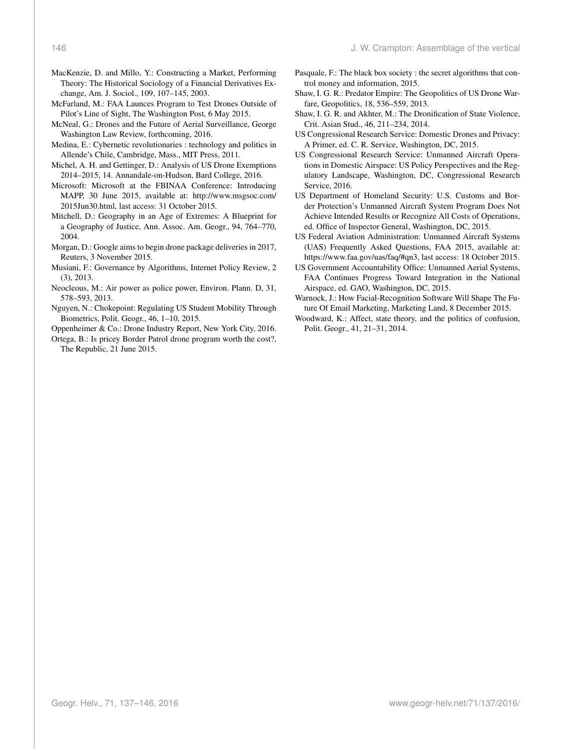MacKenzie, D. and Millo, Y.: Constructing a Market, Performing Theory: The Historical Sociology of a Financial Derivatives Exchange, Am. J. Sociol., 109, 107–145, 2003.

McFarland, M.: FAA Launces Program to Test Drones Outside of Pilot's Line of Sight, The Washington Post, 6 May 2015.

McNeal, G.: Drones and the Future of Aerial Surveillance, George Washington Law Review, forthcoming, 2016.

Medina, E.: Cybernetic revolutionaries : technology and politics in Allende's Chile, Cambridge, Mass., MIT Press, 2011.

Michel, A. H. and Gettinger, D.: Analysis of US Drone Exemptions 2014–2015, 14. Annandale-on-Hudson, Bard College, 2016.

Microsoft: Microsoft at the FBINAA Conference: Introducing MAPP, 30 June 2015, available at: http://www.msgsoc.com/2015Jun30.html, last access: 31 October 2015.

Mitchell, D.: Geography in an Age of Extremes: A Blueprint for a Geography of Justice, Ann. Assoc. Am. Geogr., 94, 764–770, 2004.

Morgan, D.: Google aims to begin drone package deliveries in 2017, Reuters, 3 November 2015.

Musiani, F.: Governance by Algorithms, Internet Policy Review, 2 (3), 2013.

Neocleous, M.: Air power as police power, Environ. Plann. D, 31, 578–593, 2013.

Nguyen, N.: Chokepoint: Regulating US Student Mobility Through Biometrics, Polit. Geogr., 46, 1–10, 2015.

Oppenheimer & Co.: Drone Industry Report, New York City, 2016.

Ortega, B.: Is pricey Border Patrol drone program worth the cost?, The Republic, 21 June 2015.

Pasquale, F.: The black box society : the secret algorithms that control money and information, 2015.

Shaw, I. G. R.: Predator Empire: The Geopolitics of US Drone Warfare, Geopolitics, 18, 536–559, 2013.

Shaw, I. G. R. and Akhter, M.: The Dronification of State Violence, Crit. Asian Stud., 46, 211–234, 2014.

US Congressional Research Service: Domestic Drones and Privacy: A Primer, ed. C. R. Service, Washington, DC, 2015.

US Congressional Research Service: Unmanned Aircraft Operations in Domestic Airspace: US Policy Perspectives and the Regulatory Landscape, Washington, DC, Congressional Research Service, 2016.

US Department of Homeland Security: U.S. Customs and Border Protection's Unmanned Aircraft System Program Does Not Achieve Intended Results or Recognize All Costs of Operations, ed. Office of Inspector General, Washington, DC, 2015.

US Federal Aviation Administration: Unmanned Aircraft Systems (UAS) Frequently Asked Questions, FAA 2015, available at: https://www.faa.gov/uas/faq/#qn3, last access: 18 October 2015.

US Government Accountability Office: Unmanned Aerial Systems, FAA Continues Progress Toward Integration in the National Airspace, ed. GAO, Washington, DC, 2015.

Warnock, J.: How Facial-Recognition Software Will Shape The Future Of Email Marketing, Marketing Land, 8 December 2015.

Woodward, K.: Affect, state theory, and the politics of confusion, Polit. Geogr., 41, 21–31, 2014.